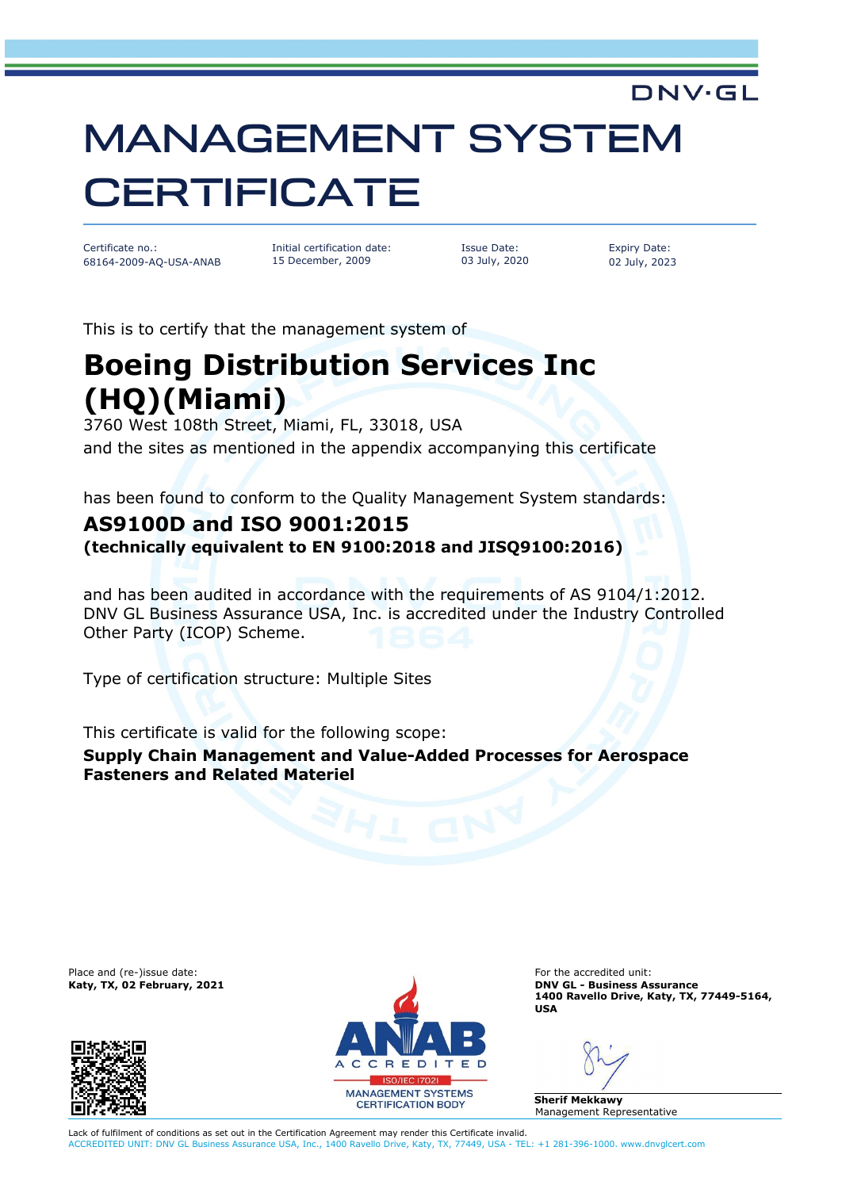DNV·GL

# MANAGEMENT SYSTEM CERTIFICATE

| Certificate no.: | Initial certification date: | Issue Date: | Expiry Date: |
|---|---|---|---|
| 68164-2009-AQ-USA-ANAB | 15 December, 2009 | 03 July, 2020 | 02 July, 2023 |

This is to certify that the management system of

## Boeing Distribution Services Inc (HQ)(Miami)

3760 West 108th Street, Miami, FL, 33018, USA
and the sites as mentioned in the appendix accompanying this certificate

has been found to conform to the Quality Management System standards:

### AS9100D and ISO 9001:2015
**(technically equivalent to EN 9100:2018 and JISQ9100:2016)**

and has been audited in accordance with the requirements of AS 9104/1:2012. DNV GL Business Assurance USA, Inc. is accredited under the Industry Controlled Other Party (ICOP) Scheme.

Type of certification structure: Multiple Sites

This certificate is valid for the following scope:

**Supply Chain Management and Value-Added Processes for Aerospace Fasteners and Related Materiel**

Place and (re-)issue date:
**Katy, TX, 02 February, 2021**

ANAB ACCREDITED ISO/IEC 17021 MANAGEMENT SYSTEMS CERTIFICATION BODY

For the accredited unit:
**DNV GL - Business Assurance**
**1400 Ravello Drive, Katy, TX, 77449-5164, USA**

**Sherif Mekkawy**
Management Representative

Lack of fulfilment of conditions as set out in the Certification Agreement may render this Certificate invalid.
ACCREDITED UNIT: DNV GL Business Assurance USA, Inc., 1400 Ravello Drive, Katy, TX, 77449, USA - TEL: +1 281-396-1000. www.dnvglcert.com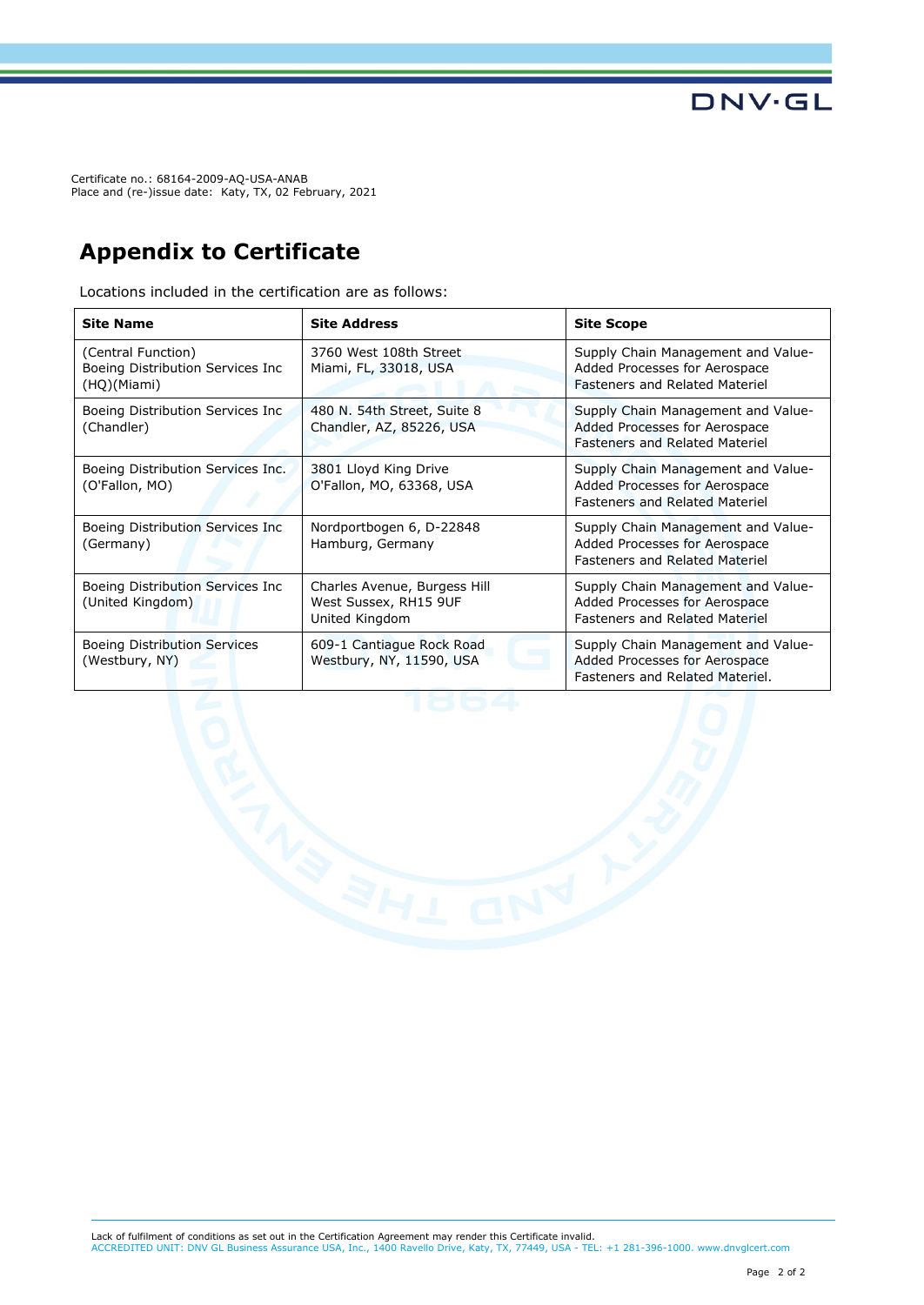Certificate no.: 68164-2009-AQ-USA-ANAB
Place and (re-)issue date: Katy, TX, 02 February, 2021

# Appendix to Certificate

Locations included in the certification are as follows:

| Site Name | Site Address | Site Scope |
|---|---|---|
| (Central Function) Boeing Distribution Services Inc (HQ)(Miami) | 3760 West 108th Street Miami, FL, 33018, USA | Supply Chain Management and Value-Added Processes for Aerospace Fasteners and Related Materiel |
| Boeing Distribution Services Inc (Chandler) | 480 N. 54th Street, Suite 8 Chandler, AZ, 85226, USA | Supply Chain Management and Value-Added Processes for Aerospace Fasteners and Related Materiel |
| Boeing Distribution Services Inc. (O'Fallon, MO) | 3801 Lloyd King Drive O'Fallon, MO, 63368, USA | Supply Chain Management and Value-Added Processes for Aerospace Fasteners and Related Materiel |
| Boeing Distribution Services Inc (Germany) | Nordportbogen 6, D-22848 Hamburg, Germany | Supply Chain Management and Value-Added Processes for Aerospace Fasteners and Related Materiel |
| Boeing Distribution Services Inc (United Kingdom) | Charles Avenue, Burgess Hill West Sussex, RH15 9UF United Kingdom | Supply Chain Management and Value-Added Processes for Aerospace Fasteners and Related Materiel |
| Boeing Distribution Services (Westbury, NY) | 609-1 Cantiague Rock Road Westbury, NY, 11590, USA | Supply Chain Management and Value-Added Processes for Aerospace Fasteners and Related Materiel. |

Lack of fulfilment of conditions as set out in the Certification Agreement may render this Certificate invalid.
ACCREDITED UNIT: DNV GL Business Assurance USA, Inc., 1400 Ravello Drive, Katy, TX, 77449, USA - TEL: +1 281-396-1000. www.dnvglcert.com